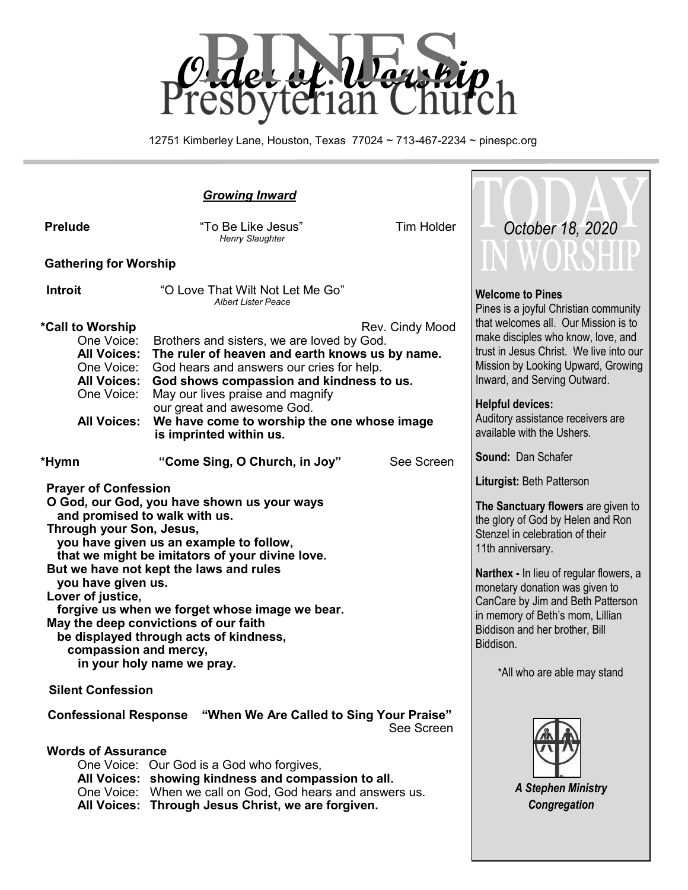# Order of Worship

# Pines Presbyterian Church

12751 Kimberley Lane, Houston, Texas 77024 ~ 713-467-2234 ~ pinespc.org

## *Growing Inward*

**Prelude** — "To Be Like Jesus" *Henry Slaughter* — Tim Holder

**Gathering for Worship**

**Introit** — "O Love That Wilt Not Let Me Go" *Albert Lister Peace*

**\*Call to Worship** — Rev. Cindy Mood

One Voice: Brothers and sisters, we are loved by God.
**All Voices: The ruler of heaven and earth knows us by name.**
One Voice: God hears and answers our cries for help.
**All Voices: God shows compassion and kindness to us.**
One Voice: May our lives praise and magnify our great and awesome God.
**All Voices: We have come to worship the one whose image is imprinted within us.**

**\*Hymn** — **"Come Sing, O Church, in Joy"** — See Screen

**Prayer of Confession**

**O God, our God, you have shown us your ways**
**and promised to walk with us.**
**Through your Son, Jesus,**
**you have given us an example to follow,**
**that we might be imitators of your divine love.**
**But we have not kept the laws and rules**
**you have given us.**
**Lover of justice,**
**forgive us when we forget whose image we bear.**
**May the deep convictions of our faith**
**be displayed through acts of kindness,**
**compassion and mercy,**
**in your holy name we pray.**

**Silent Confession**

**Confessional Response** — **"When We Are Called to Sing Your Praise"** — See Screen

**Words of Assurance**

One Voice: Our God is a God who forgives,
**All Voices: showing kindness and compassion to all.**
One Voice: When we call on God, God hears and answers us.
**All Voices: Through Jesus Christ, we are forgiven.**

---

## TODAY IN WORSHIP

*October 18, 2020*

**Welcome to Pines**
Pines is a joyful Christian community that welcomes all. Our Mission is to make disciples who know, love, and trust in Jesus Christ. We live into our Mission by Looking Upward, Growing Inward, and Serving Outward.

**Helpful devices:**
Auditory assistance receivers are available with the Ushers.

**Sound:** Dan Schafer

**Liturgist:** Beth Patterson

**The Sanctuary flowers** are given to the glory of God by Helen and Ron Stenzel in celebration of their 11th anniversary.

**Narthex -** In lieu of regular flowers, a monetary donation was given to CanCare by Jim and Beth Patterson in memory of Beth's mom, Lillian Biddison and her brother, Bill Biddison.

\*All who are able may stand

***A Stephen Ministry Congregation***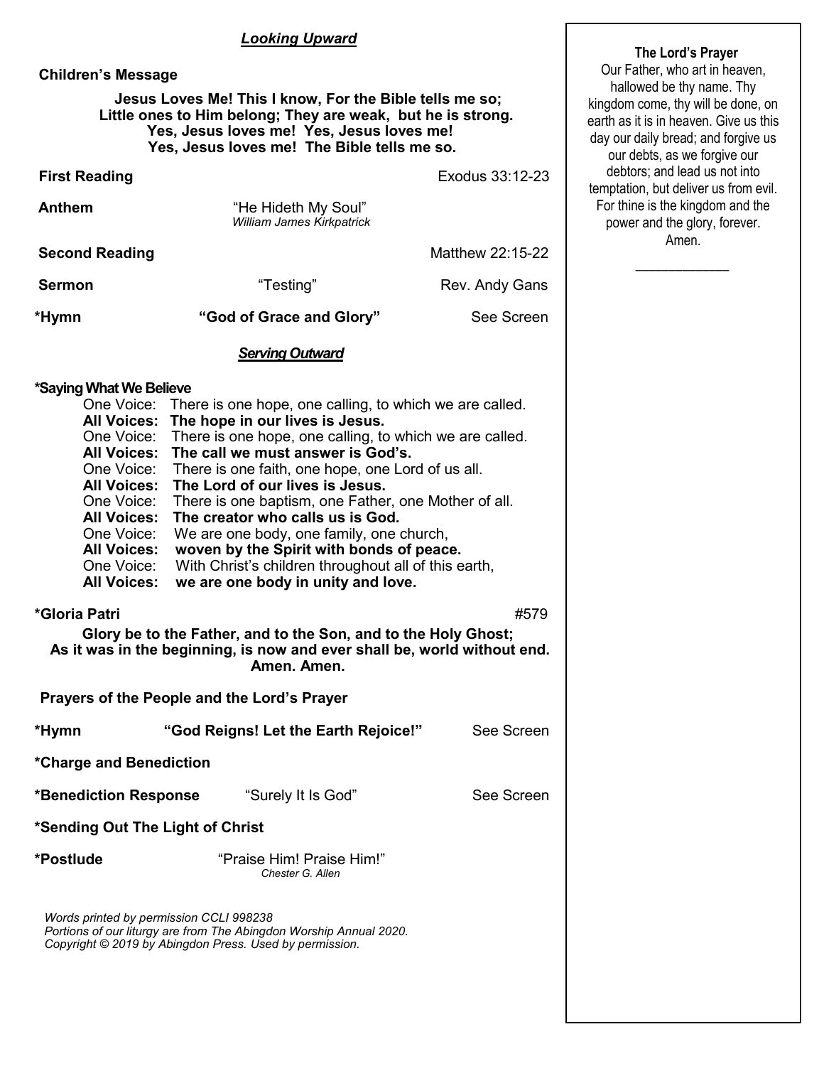## *Looking Upward*

**Children's Message**

**Jesus Loves Me! This I know, For the Bible tells me so;**
**Little ones to Him belong; They are weak, but he is strong.**
**Yes, Jesus loves me! Yes, Jesus loves me!**
**Yes, Jesus loves me! The Bible tells me so.**

**First Reading** Exodus 33:12-23

**Anthem** "He Hideth My Soul"
*William James Kirkpatrick*

**Second Reading** Matthew 22:15-22

**Sermon** "Testing" Rev. Andy Gans

**\*Hymn** **"God of Grace and Glory"** See Screen

## *Serving Outward*

**\*Saying What We Believe**

One Voice: There is one hope, one calling, to which we are called.
**All Voices: The hope in our lives is Jesus.**
One Voice: There is one hope, one calling, to which we are called.
**All Voices: The call we must answer is God's.**
One Voice: There is one faith, one hope, one Lord of us all.
**All Voices: The Lord of our lives is Jesus.**
One Voice: There is one baptism, one Father, one Mother of all.
**All Voices: The creator who calls us is God.**
One Voice: We are one body, one family, one church,
**All Voices: woven by the Spirit with bonds of peace.**
One Voice: With Christ's children throughout all of this earth,
**All Voices: we are one body in unity and love.**

**\*Gloria Patri** #579

**Glory be to the Father, and to the Son, and to the Holy Ghost;**
**As it was in the beginning, is now and ever shall be, world without end.**
**Amen. Amen.**

**Prayers of the People and the Lord's Prayer**

**\*Hymn** **"God Reigns! Let the Earth Rejoice!"** See Screen

**\*Charge and Benediction**

**\*Benediction Response** "Surely It Is God" See Screen

**\*Sending Out The Light of Christ**

**\*Postlude** "Praise Him! Praise Him!"
*Chester G. Allen*

*Words printed by permission CCLI 998238*
*Portions of our liturgy are from The Abingdon Worship Annual 2020.*
*Copyright © 2019 by Abingdon Press. Used by permission.*

**The Lord's Prayer**

Our Father, who art in heaven, hallowed be thy name. Thy kingdom come, thy will be done, on earth as it is in heaven. Give us this day our daily bread; and forgive us our debts, as we forgive our debtors; and lead us not into temptation, but deliver us from evil. For thine is the kingdom and the power and the glory, forever. Amen.

\_\_\_\_\_\_\_\_\_\_\_\_\_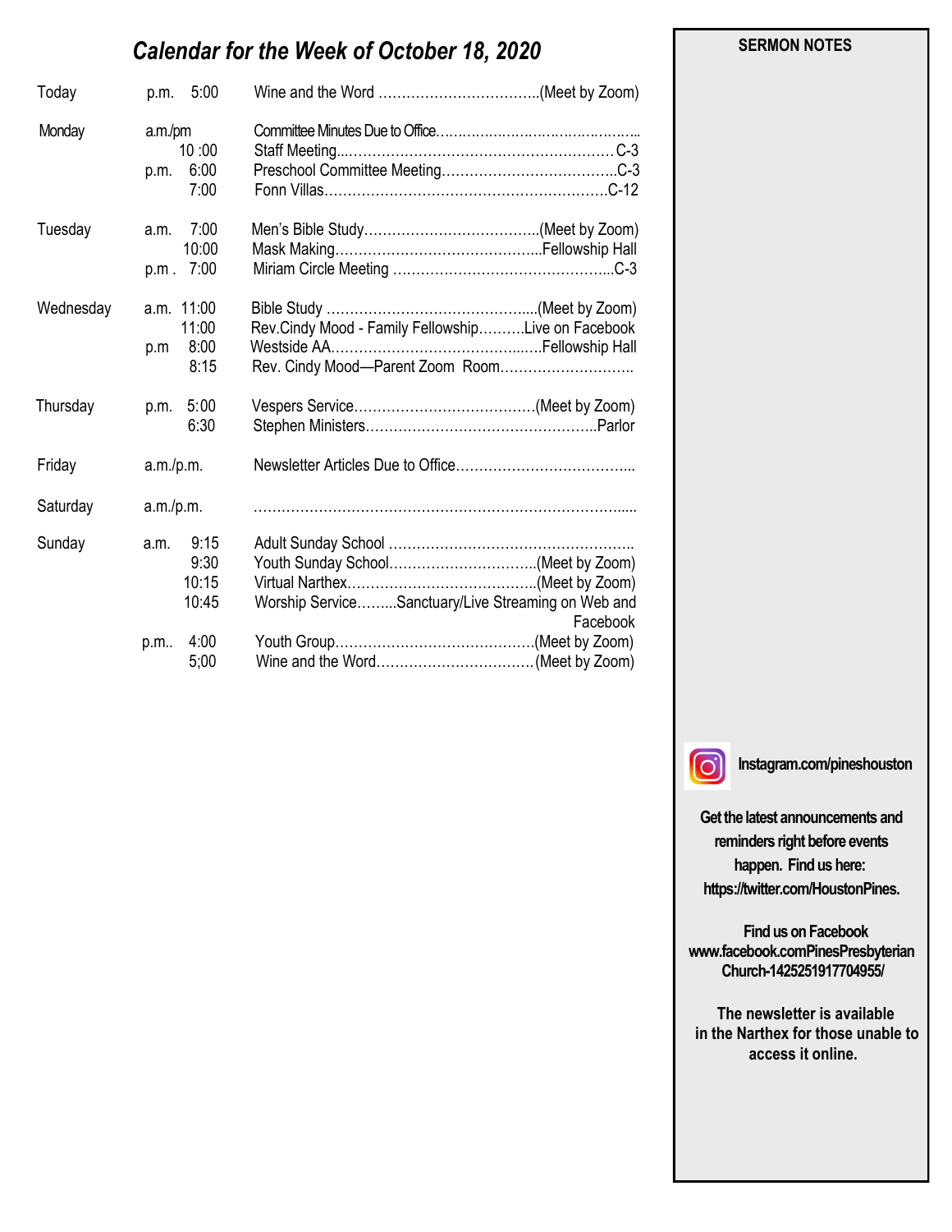# *Calendar for the Week of October 18, 2020*

| Day | | Time | Event | Location |
|---|---|---|---|---|
| Today | p.m. | 5:00 | Wine and the Word | (Meet by Zoom) |
| Monday | a.m./pm | | Committee Minutes Due to Office | |
| | | 10 :00 | Staff Meeting | C-3 |
| | p.m. | 6:00 | Preschool Committee Meeting | C-3 |
| | | 7:00 | Fonn Villas | C-12 |
| Tuesday | a.m. | 7:00 | Men's Bible Study | (Meet by Zoom) |
| | | 10:00 | Mask Making | Fellowship Hall |
| | p.m . | 7:00 | Miriam Circle Meeting | C-3 |
| Wednesday | a.m. | 11:00 | Bible Study | (Meet by Zoom) |
| | | 11:00 | Rev.Cindy Mood - Family Fellowship | Live on Facebook |
| | p.m | 8:00 | Westside AA | Fellowship Hall |
| | | 8:15 | Rev. Cindy Mood—Parent Zoom Room | |
| Thursday | p.m. | 5:00 | Vespers Service | (Meet by Zoom) |
| | | 6:30 | Stephen Ministers | Parlor |
| Friday | a.m./p.m. | | Newsletter Articles Due to Office | |
| Saturday | a.m./p.m. | | | |
| Sunday | a.m. | 9:15 | Adult Sunday School | |
| | | 9:30 | Youth Sunday School | (Meet by Zoom) |
| | | 10:15 | Virtual Narthex | (Meet by Zoom) |
| | | 10:45 | Worship Service | Sanctuary/Live Streaming on Web and Facebook |
| | p.m.. | 4:00 | Youth Group | (Meet by Zoom) |
| | | 5;00 | Wine and the Word | (Meet by Zoom) |

**SERMON NOTES**

**Instagram.com/pineshouston**

**Get the latest announcements and reminders right before events happen. Find us here: https://twitter.com/HoustonPines.**

**Find us on Facebook www.facebook.comPinesPresbyterian Church-1425251917704955/**

**The newsletter is available in the Narthex for those unable to access it online.**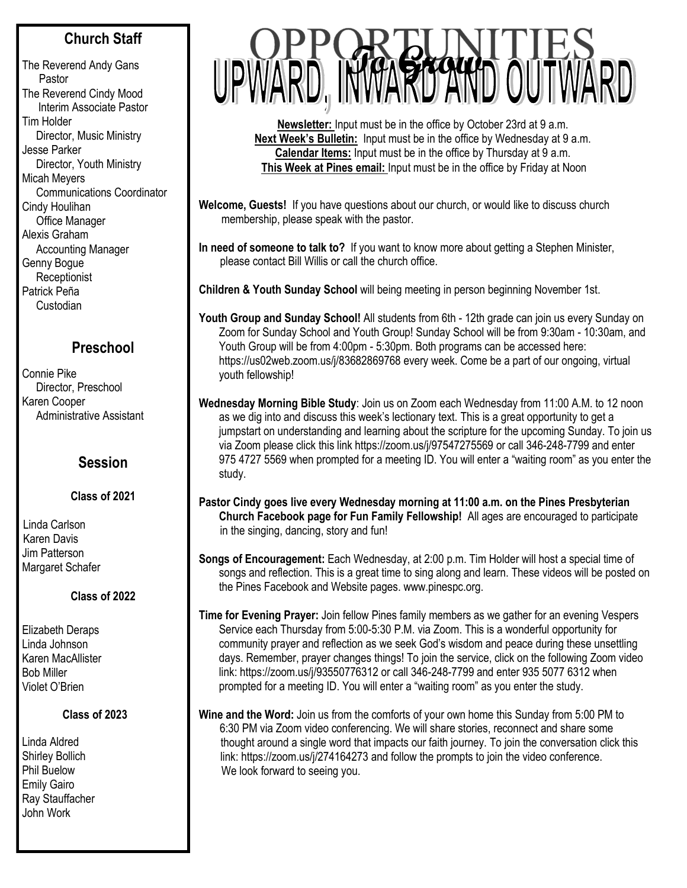## Church Staff

The Reverend Andy Gans
Pastor
The Reverend Cindy Mood
Interim Associate Pastor
Tim Holder
Director, Music Ministry
Jesse Parker
Director, Youth Ministry
Micah Meyers
Communications Coordinator
Cindy Houlihan
Office Manager
Alexis Graham
Accounting Manager
Genny Bogue
Receptionist
Patrick Peña
Custodian

## Preschool

Connie Pike
Director, Preschool
Karen Cooper
Administrative Assistant

## Session

### Class of 2021

Linda Carlson
Karen Davis
Jim Patterson
Margaret Schafer

### Class of 2022

Elizabeth Deraps
Linda Johnson
Karen MacAllister
Bob Miller
Violet O'Brien

### Class of 2023

Linda Aldred
Shirley Bollich
Phil Buelow
Emily Gairo
Ray Stauffacher
John Work

# OPPORTUNITIES To Grow UPWARD, INWARD AND OUTWARD

**Newsletter:** Input must be in the office by October 23rd at 9 a.m.
**Next Week's Bulletin:** Input must be in the office by Wednesday at 9 a.m.
**Calendar Items:** Input must be in the office by Thursday at 9 a.m.
**This Week at Pines email:** Input must be in the office by Friday at Noon

**Welcome, Guests!** If you have questions about our church, or would like to discuss church membership, please speak with the pastor.

**In need of someone to talk to?** If you want to know more about getting a Stephen Minister, please contact Bill Willis or call the church office.

**Children & Youth Sunday School** will being meeting in person beginning November 1st.

**Youth Group and Sunday School!** All students from 6th - 12th grade can join us every Sunday on Zoom for Sunday School and Youth Group! Sunday School will be from 9:30am - 10:30am, and Youth Group will be from 4:00pm - 5:30pm. Both programs can be accessed here: https://us02web.zoom.us/j/83682869768 every week. Come be a part of our ongoing, virtual youth fellowship!

**Wednesday Morning Bible Study**: Join us on Zoom each Wednesday from 11:00 A.M. to 12 noon as we dig into and discuss this week's lectionary text. This is a great opportunity to get a jumpstart on understanding and learning about the scripture for the upcoming Sunday. To join us via Zoom please click this link https://zoom.us/j/97547275569 or call 346-248-7799 and enter 975 4727 5569 when prompted for a meeting ID. You will enter a "waiting room" as you enter the study.

**Pastor Cindy goes live every Wednesday morning at 11:00 a.m. on the Pines Presbyterian Church Facebook page for Fun Family Fellowship!** All ages are encouraged to participate in the singing, dancing, story and fun!

**Songs of Encouragement:** Each Wednesday, at 2:00 p.m. Tim Holder will host a special time of songs and reflection. This is a great time to sing along and learn. These videos will be posted on the Pines Facebook and Website pages. www.pinespc.org.

**Time for Evening Prayer:** Join fellow Pines family members as we gather for an evening Vespers Service each Thursday from 5:00-5:30 P.M. via Zoom. This is a wonderful opportunity for community prayer and reflection as we seek God's wisdom and peace during these unsettling days. Remember, prayer changes things! To join the service, click on the following Zoom video link: https://zoom.us/j/93550776312 or call 346-248-7799 and enter 935 5077 6312 when prompted for a meeting ID. You will enter a "waiting room" as you enter the study.

**Wine and the Word:** Join us from the comforts of your own home this Sunday from 5:00 PM to 6:30 PM via Zoom video conferencing. We will share stories, reconnect and share some thought around a single word that impacts our faith journey. To join the conversation click this link: https://zoom.us/j/274164273 and follow the prompts to join the video conference. We look forward to seeing you.